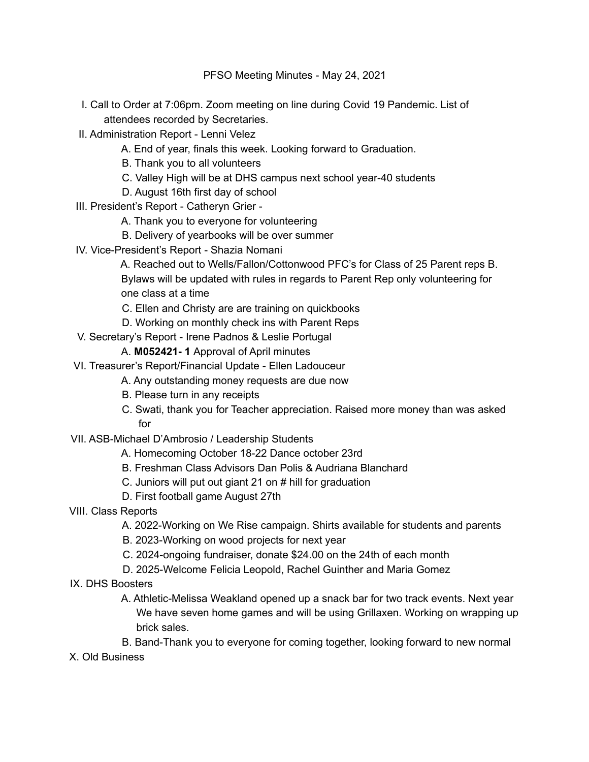PFSO Meeting Minutes - May 24, 2021

I. Call to Order at 7:06pm. Zoom meeting on line during Covid 19 Pandemic. List of attendees recorded by Secretaries.

II. Administration Report - Lenni Velez
   - A. End of year, finals this week. Looking forward to Graduation.
   - B. Thank you to all volunteers
   - C. Valley High will be at DHS campus next school year-40 students
   - D. August 16th first day of school

III. President's Report - Catheryn Grier -
   - A. Thank you to everyone for volunteering
   - B. Delivery of yearbooks will be over summer

IV. Vice-President's Report - Shazia Nomani
   - A. Reached out to Wells/Fallon/Cottonwood PFC's for Class of 25 Parent reps B. Bylaws will be updated with rules in regards to Parent Rep only volunteering for one class at a time
   - C. Ellen and Christy are are training on quickbooks
   - D. Working on monthly check ins with Parent Reps

V. Secretary's Report - Irene Padnos & Leslie Portugal
   - A. **M052421- 1** Approval of April minutes

VI. Treasurer's Report/Financial Update - Ellen Ladouceur
   - A. Any outstanding money requests are due now
   - B. Please turn in any receipts
   - C. Swati, thank you for Teacher appreciation. Raised more money than was asked for

VII. ASB-Michael D'Ambrosio / Leadership Students
   - A. Homecoming October 18-22 Dance october 23rd
   - B. Freshman Class Advisors Dan Polis & Audriana Blanchard
   - C. Juniors will put out giant 21 on # hill for graduation
   - D. First football game August 27th

VIII. Class Reports
   - A. 2022-Working on We Rise campaign. Shirts available for students and parents
   - B. 2023-Working on wood projects for next year
   - C. 2024-ongoing fundraiser, donate $24.00 on the 24th of each month
   - D. 2025-Welcome Felicia Leopold, Rachel Guinther and Maria Gomez

IX. DHS Boosters
   - A. Athletic-Melissa Weakland opened up a snack bar for two track events. Next year We have seven home games and will be using Grillaxen. Working on wrapping up brick sales.
   - B. Band-Thank you to everyone for coming together, looking forward to new normal

X. Old Business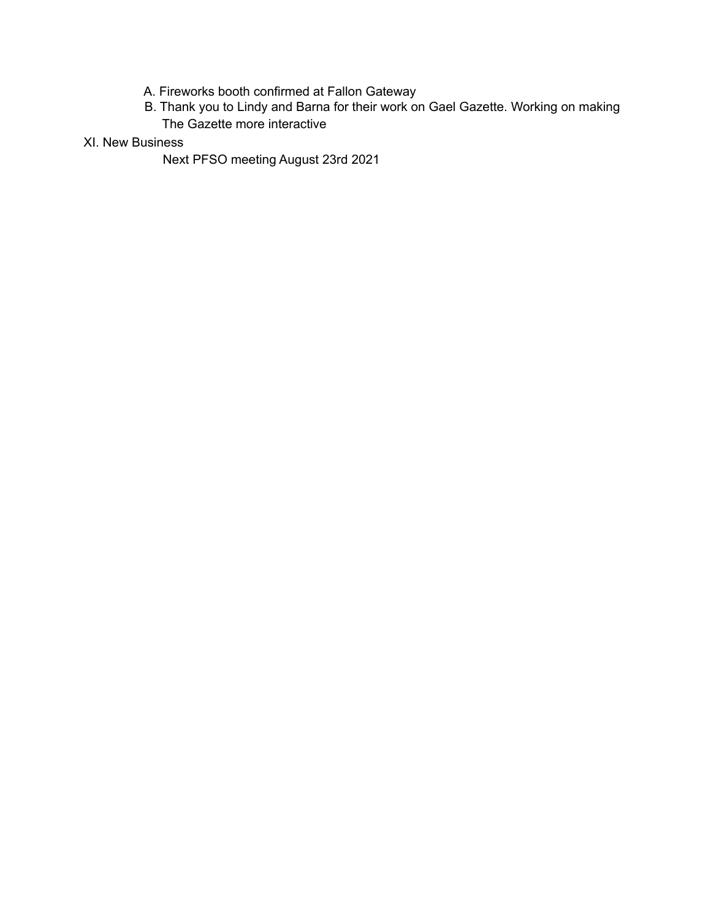A. Fireworks booth confirmed at Fallon Gateway

B. Thank you to Lindy and Barna for their work on Gael Gazette. Working on making The Gazette more interactive

XI. New Business

Next PFSO meeting August 23rd 2021